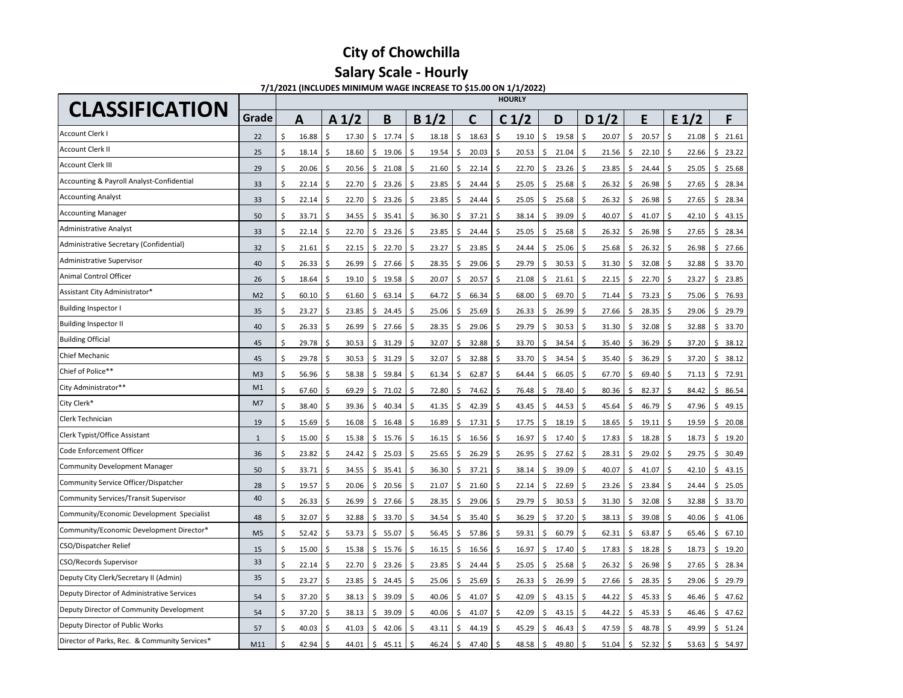# City of Chowchilla

## Salary Scale - Hourly

**7/1/2021 (INCLUDES MINIMUM WAGE INCREASE TO $15.00 ON 1/1/2022)**

| CLASSIFICATION | | HOURLY | | | | | | | | | | |
|---|---|---|---|---|---|---|---|---|---|---|---|---|
| | Grade | A | A 1/2 | B | B 1/2 | C | C 1/2 | D | D 1/2 | E | E 1/2 | F |
| Account Clerk I | 22 | $ 16.88 | $ 17.30 | $ 17.74 | $ 18.18 | $ 18.63 | $ 19.10 | $ 19.58 | $ 20.07 | $ 20.57 | $ 21.08 | $ 21.61 |
| Account Clerk II | 25 | $ 18.14 | $ 18.60 | $ 19.06 | $ 19.54 | $ 20.03 | $ 20.53 | $ 21.04 | $ 21.56 | $ 22.10 | $ 22.66 | $ 23.22 |
| Account Clerk III | 29 | $ 20.06 | $ 20.56 | $ 21.08 | $ 21.60 | $ 22.14 | $ 22.70 | $ 23.26 | $ 23.85 | $ 24.44 | $ 25.05 | $ 25.68 |
| Accounting & Payroll Analyst-Confidential | 33 | $ 22.14 | $ 22.70 | $ 23.26 | $ 23.85 | $ 24.44 | $ 25.05 | $ 25.68 | $ 26.32 | $ 26.98 | $ 27.65 | $ 28.34 |
| Accounting Analyst | 33 | $ 22.14 | $ 22.70 | $ 23.26 | $ 23.85 | $ 24.44 | $ 25.05 | $ 25.68 | $ 26.32 | $ 26.98 | $ 27.65 | $ 28.34 |
| Accounting Manager | 50 | $ 33.71 | $ 34.55 | $ 35.41 | $ 36.30 | $ 37.21 | $ 38.14 | $ 39.09 | $ 40.07 | $ 41.07 | $ 42.10 | $ 43.15 |
| Administrative Analyst | 33 | $ 22.14 | $ 22.70 | $ 23.26 | $ 23.85 | $ 24.44 | $ 25.05 | $ 25.68 | $ 26.32 | $ 26.98 | $ 27.65 | $ 28.34 |
| Administrative Secretary (Confidential) | 32 | $ 21.61 | $ 22.15 | $ 22.70 | $ 23.27 | $ 23.85 | $ 24.44 | $ 25.06 | $ 25.68 | $ 26.32 | $ 26.98 | $ 27.66 |
| Administrative Supervisor | 40 | $ 26.33 | $ 26.99 | $ 27.66 | $ 28.35 | $ 29.06 | $ 29.79 | $ 30.53 | $ 31.30 | $ 32.08 | $ 32.88 | $ 33.70 |
| Animal Control Officer | 26 | $ 18.64 | $ 19.10 | $ 19.58 | $ 20.07 | $ 20.57 | $ 21.08 | $ 21.61 | $ 22.15 | $ 22.70 | $ 23.27 | $ 23.85 |
| Assistant City Administrator* | M2 | $ 60.10 | $ 61.60 | $ 63.14 | $ 64.72 | $ 66.34 | $ 68.00 | $ 69.70 | $ 71.44 | $ 73.23 | $ 75.06 | $ 76.93 |
| Building Inspector I | 35 | $ 23.27 | $ 23.85 | $ 24.45 | $ 25.06 | $ 25.69 | $ 26.33 | $ 26.99 | $ 27.66 | $ 28.35 | $ 29.06 | $ 29.79 |
| Building Inspector II | 40 | $ 26.33 | $ 26.99 | $ 27.66 | $ 28.35 | $ 29.06 | $ 29.79 | $ 30.53 | $ 31.30 | $ 32.08 | $ 32.88 | $ 33.70 |
| Building Official | 45 | $ 29.78 | $ 30.53 | $ 31.29 | $ 32.07 | $ 32.88 | $ 33.70 | $ 34.54 | $ 35.40 | $ 36.29 | $ 37.20 | $ 38.12 |
| Chief Mechanic | 45 | $ 29.78 | $ 30.53 | $ 31.29 | $ 32.07 | $ 32.88 | $ 33.70 | $ 34.54 | $ 35.40 | $ 36.29 | $ 37.20 | $ 38.12 |
| Chief of Police** | M3 | $ 56.96 | $ 58.38 | $ 59.84 | $ 61.34 | $ 62.87 | $ 64.44 | $ 66.05 | $ 67.70 | $ 69.40 | $ 71.13 | $ 72.91 |
| City Administrator** | M1 | $ 67.60 | $ 69.29 | $ 71.02 | $ 72.80 | $ 74.62 | $ 76.48 | $ 78.40 | $ 80.36 | $ 82.37 | $ 84.42 | $ 86.54 |
| City Clerk* | M7 | $ 38.40 | $ 39.36 | $ 40.34 | $ 41.35 | $ 42.39 | $ 43.45 | $ 44.53 | $ 45.64 | $ 46.79 | $ 47.96 | $ 49.15 |
| Clerk Technician | 19 | $ 15.69 | $ 16.08 | $ 16.48 | $ 16.89 | $ 17.31 | $ 17.75 | $ 18.19 | $ 18.65 | $ 19.11 | $ 19.59 | $ 20.08 |
| Clerk Typist/Office Assistant | 1 | $ 15.00 | $ 15.38 | $ 15.76 | $ 16.15 | $ 16.56 | $ 16.97 | $ 17.40 | $ 17.83 | $ 18.28 | $ 18.73 | $ 19.20 |
| Code Enforcement Officer | 36 | $ 23.82 | $ 24.42 | $ 25.03 | $ 25.65 | $ 26.29 | $ 26.95 | $ 27.62 | $ 28.31 | $ 29.02 | $ 29.75 | $ 30.49 |
| Community Development Manager | 50 | $ 33.71 | $ 34.55 | $ 35.41 | $ 36.30 | $ 37.21 | $ 38.14 | $ 39.09 | $ 40.07 | $ 41.07 | $ 42.10 | $ 43.15 |
| Community Service Officer/Dispatcher | 28 | $ 19.57 | $ 20.06 | $ 20.56 | $ 21.07 | $ 21.60 | $ 22.14 | $ 22.69 | $ 23.26 | $ 23.84 | $ 24.44 | $ 25.05 |
| Community Services/Transit Supervisor | 40 | $ 26.33 | $ 26.99 | $ 27.66 | $ 28.35 | $ 29.06 | $ 29.79 | $ 30.53 | $ 31.30 | $ 32.08 | $ 32.88 | $ 33.70 |
| Community/Economic Development Specialist | 48 | $ 32.07 | $ 32.88 | $ 33.70 | $ 34.54 | $ 35.40 | $ 36.29 | $ 37.20 | $ 38.13 | $ 39.08 | $ 40.06 | $ 41.06 |
| Community/Economic Development Director* | M5 | $ 52.42 | $ 53.73 | $ 55.07 | $ 56.45 | $ 57.86 | $ 59.31 | $ 60.79 | $ 62.31 | $ 63.87 | $ 65.46 | $ 67.10 |
| CSO/Dispatcher Relief | 15 | $ 15.00 | $ 15.38 | $ 15.76 | $ 16.15 | $ 16.56 | $ 16.97 | $ 17.40 | $ 17.83 | $ 18.28 | $ 18.73 | $ 19.20 |
| CSO/Records Supervisor | 33 | $ 22.14 | $ 22.70 | $ 23.26 | $ 23.85 | $ 24.44 | $ 25.05 | $ 25.68 | $ 26.32 | $ 26.98 | $ 27.65 | $ 28.34 |
| Deputy City Clerk/Secretary II (Admin) | 35 | $ 23.27 | $ 23.85 | $ 24.45 | $ 25.06 | $ 25.69 | $ 26.33 | $ 26.99 | $ 27.66 | $ 28.35 | $ 29.06 | $ 29.79 |
| Deputy Director of Administrative Services | 54 | $ 37.20 | $ 38.13 | $ 39.09 | $ 40.06 | $ 41.07 | $ 42.09 | $ 43.15 | $ 44.22 | $ 45.33 | $ 46.46 | $ 47.62 |
| Deputy Director of Community Development | 54 | $ 37.20 | $ 38.13 | $ 39.09 | $ 40.06 | $ 41.07 | $ 42.09 | $ 43.15 | $ 44.22 | $ 45.33 | $ 46.46 | $ 47.62 |
| Deputy Director of Public Works | 57 | $ 40.03 | $ 41.03 | $ 42.06 | $ 43.11 | $ 44.19 | $ 45.29 | $ 46.43 | $ 47.59 | $ 48.78 | $ 49.99 | $ 51.24 |
| Director of Parks, Rec. & Community Services* | M11 | $ 42.94 | $ 44.01 | $ 45.11 | $ 46.24 | $ 47.40 | $ 48.58 | $ 49.80 | $ 51.04 | $ 52.32 | $ 53.63 | $ 54.97 |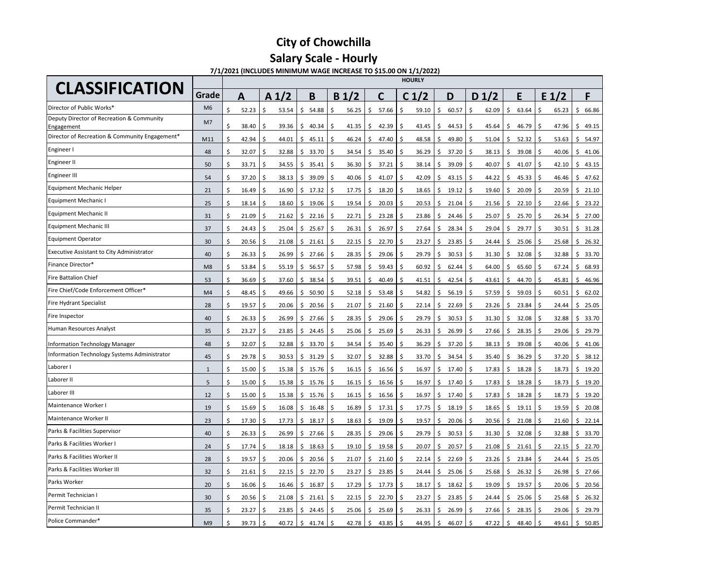# City of Chowchilla

## Salary Scale - Hourly

**7/1/2021 (INCLUDES MINIMUM WAGE INCREASE TO $15.00 ON 1/1/2022)**

| CLASSIFICATION | Grade | HOURLY | | | | | | | | | | |
|---|---|---|---|---|---|---|---|---|---|---|---|---|
| | | A | A 1/2 | B | B 1/2 | C | C 1/2 | D | D 1/2 | E | E 1/2 | F |
| Director of Public Works* | M6 | $ 52.23 | $ 53.54 | $ 54.88 | $ 56.25 | $ 57.66 | $ 59.10 | $ 60.57 | $ 62.09 | $ 63.64 | $ 65.23 | $ 66.86 |
| Deputy Director of Recreation & Community Engagement | M7 | $ 38.40 | $ 39.36 | $ 40.34 | $ 41.35 | $ 42.39 | $ 43.45 | $ 44.53 | $ 45.64 | $ 46.79 | $ 47.96 | $ 49.15 |
| Director of Recreation & Community Engagement* | M11 | $ 42.94 | $ 44.01 | $ 45.11 | $ 46.24 | $ 47.40 | $ 48.58 | $ 49.80 | $ 51.04 | $ 52.32 | $ 53.63 | $ 54.97 |
| Engineer I | 48 | $ 32.07 | $ 32.88 | $ 33.70 | $ 34.54 | $ 35.40 | $ 36.29 | $ 37.20 | $ 38.13 | $ 39.08 | $ 40.06 | $ 41.06 |
| Engineer II | 50 | $ 33.71 | $ 34.55 | $ 35.41 | $ 36.30 | $ 37.21 | $ 38.14 | $ 39.09 | $ 40.07 | $ 41.07 | $ 42.10 | $ 43.15 |
| Engineer III | 54 | $ 37.20 | $ 38.13 | $ 39.09 | $ 40.06 | $ 41.07 | $ 42.09 | $ 43.15 | $ 44.22 | $ 45.33 | $ 46.46 | $ 47.62 |
| Equipment Mechanic Helper | 21 | $ 16.49 | $ 16.90 | $ 17.32 | $ 17.75 | $ 18.20 | $ 18.65 | $ 19.12 | $ 19.60 | $ 20.09 | $ 20.59 | $ 21.10 |
| Equipment Mechanic I | 25 | $ 18.14 | $ 18.60 | $ 19.06 | $ 19.54 | $ 20.03 | $ 20.53 | $ 21.04 | $ 21.56 | $ 22.10 | $ 22.66 | $ 23.22 |
| Equipment Mechanic II | 31 | $ 21.09 | $ 21.62 | $ 22.16 | $ 22.71 | $ 23.28 | $ 23.86 | $ 24.46 | $ 25.07 | $ 25.70 | $ 26.34 | $ 27.00 |
| Equipment Mechanic III | 37 | $ 24.43 | $ 25.04 | $ 25.67 | $ 26.31 | $ 26.97 | $ 27.64 | $ 28.34 | $ 29.04 | $ 29.77 | $ 30.51 | $ 31.28 |
| Equipment Operator | 30 | $ 20.56 | $ 21.08 | $ 21.61 | $ 22.15 | $ 22.70 | $ 23.27 | $ 23.85 | $ 24.44 | $ 25.06 | $ 25.68 | $ 26.32 |
| Executive Assistant to City Administrator | 40 | $ 26.33 | $ 26.99 | $ 27.66 | $ 28.35 | $ 29.06 | $ 29.79 | $ 30.53 | $ 31.30 | $ 32.08 | $ 32.88 | $ 33.70 |
| Finance Director* | M8 | $ 53.84 | $ 55.19 | $ 56.57 | $ 57.98 | $ 59.43 | $ 60.92 | $ 62.44 | $ 64.00 | $ 65.60 | $ 67.24 | $ 68.93 |
| Fire Battalion Chief | 53 | $ 36.69 | $ 37.60 | $ 38.54 | $ 39.51 | $ 40.49 | $ 41.51 | $ 42.54 | $ 43.61 | $ 44.70 | $ 45.81 | $ 46.96 |
| Fire Chief/Code Enforcement Officer* | M4 | $ 48.45 | $ 49.66 | $ 50.90 | $ 52.18 | $ 53.48 | $ 54.82 | $ 56.19 | $ 57.59 | $ 59.03 | $ 60.51 | $ 62.02 |
| Fire Hydrant Specialist | 28 | $ 19.57 | $ 20.06 | $ 20.56 | $ 21.07 | $ 21.60 | $ 22.14 | $ 22.69 | $ 23.26 | $ 23.84 | $ 24.44 | $ 25.05 |
| Fire Inspector | 40 | $ 26.33 | $ 26.99 | $ 27.66 | $ 28.35 | $ 29.06 | $ 29.79 | $ 30.53 | $ 31.30 | $ 32.08 | $ 32.88 | $ 33.70 |
| Human Resources Analyst | 35 | $ 23.27 | $ 23.85 | $ 24.45 | $ 25.06 | $ 25.69 | $ 26.33 | $ 26.99 | $ 27.66 | $ 28.35 | $ 29.06 | $ 29.79 |
| Information Technology Manager | 48 | $ 32.07 | $ 32.88 | $ 33.70 | $ 34.54 | $ 35.40 | $ 36.29 | $ 37.20 | $ 38.13 | $ 39.08 | $ 40.06 | $ 41.06 |
| Information Technology Systems Administrator | 45 | $ 29.78 | $ 30.53 | $ 31.29 | $ 32.07 | $ 32.88 | $ 33.70 | $ 34.54 | $ 35.40 | $ 36.29 | $ 37.20 | $ 38.12 |
| Laborer I | 1 | $ 15.00 | $ 15.38 | $ 15.76 | $ 16.15 | $ 16.56 | $ 16.97 | $ 17.40 | $ 17.83 | $ 18.28 | $ 18.73 | $ 19.20 |
| Laborer II | 5 | $ 15.00 | $ 15.38 | $ 15.76 | $ 16.15 | $ 16.56 | $ 16.97 | $ 17.40 | $ 17.83 | $ 18.28 | $ 18.73 | $ 19.20 |
| Laborer III | 12 | $ 15.00 | $ 15.38 | $ 15.76 | $ 16.15 | $ 16.56 | $ 16.97 | $ 17.40 | $ 17.83 | $ 18.28 | $ 18.73 | $ 19.20 |
| Maintenance Worker I | 19 | $ 15.69 | $ 16.08 | $ 16.48 | $ 16.89 | $ 17.31 | $ 17.75 | $ 18.19 | $ 18.65 | $ 19.11 | $ 19.59 | $ 20.08 |
| Maintenance Worker II | 23 | $ 17.30 | $ 17.73 | $ 18.17 | $ 18.63 | $ 19.09 | $ 19.57 | $ 20.06 | $ 20.56 | $ 21.08 | $ 21.60 | $ 22.14 |
| Parks & Facilities Supervisor | 40 | $ 26.33 | $ 26.99 | $ 27.66 | $ 28.35 | $ 29.06 | $ 29.79 | $ 30.53 | $ 31.30 | $ 32.08 | $ 32.88 | $ 33.70 |
| Parks & Facilities Worker I | 24 | $ 17.74 | $ 18.18 | $ 18.63 | $ 19.10 | $ 19.58 | $ 20.07 | $ 20.57 | $ 21.08 | $ 21.61 | $ 22.15 | $ 22.70 |
| Parks & Facilities Worker II | 28 | $ 19.57 | $ 20.06 | $ 20.56 | $ 21.07 | $ 21.60 | $ 22.14 | $ 22.69 | $ 23.26 | $ 23.84 | $ 24.44 | $ 25.05 |
| Parks & Facilities Worker III | 32 | $ 21.61 | $ 22.15 | $ 22.70 | $ 23.27 | $ 23.85 | $ 24.44 | $ 25.06 | $ 25.68 | $ 26.32 | $ 26.98 | $ 27.66 |
| Parks Worker | 20 | $ 16.06 | $ 16.46 | $ 16.87 | $ 17.29 | $ 17.73 | $ 18.17 | $ 18.62 | $ 19.09 | $ 19.57 | $ 20.06 | $ 20.56 |
| Permit Technician I | 30 | $ 20.56 | $ 21.08 | $ 21.61 | $ 22.15 | $ 22.70 | $ 23.27 | $ 23.85 | $ 24.44 | $ 25.06 | $ 25.68 | $ 26.32 |
| Permit Technician II | 35 | $ 23.27 | $ 23.85 | $ 24.45 | $ 25.06 | $ 25.69 | $ 26.33 | $ 26.99 | $ 27.66 | $ 28.35 | $ 29.06 | $ 29.79 |
| Police Commander* | M9 | $ 39.73 | $ 40.72 | $ 41.74 | $ 42.78 | $ 43.85 | $ 44.95 | $ 46.07 | $ 47.22 | $ 48.40 | $ 49.61 | $ 50.85 |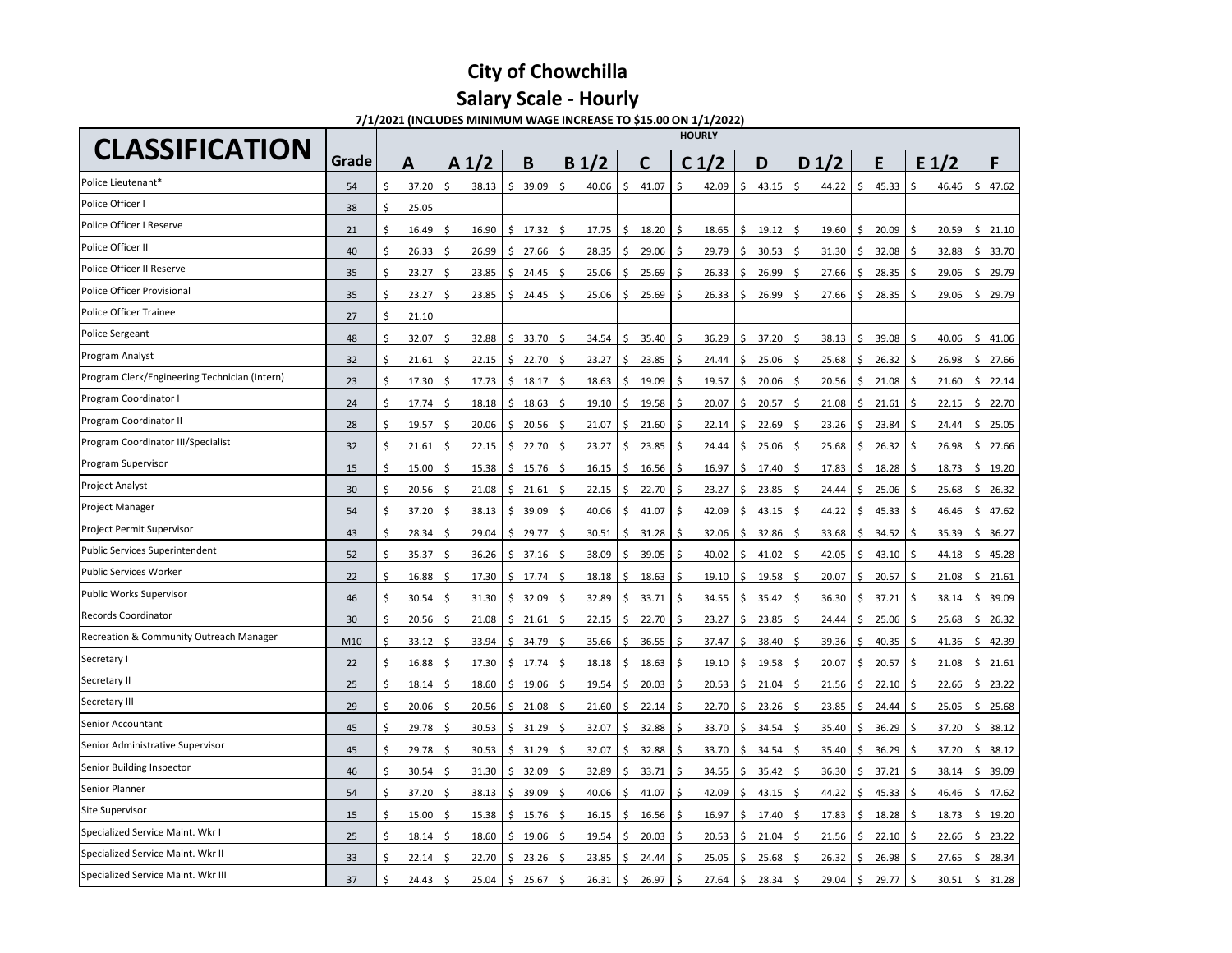# City of Chowchilla

## Salary Scale - Hourly

**7/1/2021 (INCLUDES MINIMUM WAGE INCREASE TO $15.00 ON 1/1/2022)**

| CLASSIFICATION | Grade | HOURLY | | | | | | | | | | |
|---|---|---|---|---|---|---|---|---|---|---|---|---|
| | | A | A 1/2 | B | B 1/2 | C | C 1/2 | D | D 1/2 | E | E 1/2 | F |
| Police Lieutenant* | 54 | $ 37.20 | $ 38.13 | $ 39.09 | $ 40.06 | $ 41.07 | $ 42.09 | $ 43.15 | $ 44.22 | $ 45.33 | $ 46.46 | $ 47.62 |
| Police Officer I | 38 | $ 25.05 | | | | | | | | | | |
| Police Officer I Reserve | 21 | $ 16.49 | $ 16.90 | $ 17.32 | $ 17.75 | $ 18.20 | $ 18.65 | $ 19.12 | $ 19.60 | $ 20.09 | $ 20.59 | $ 21.10 |
| Police Officer II | 40 | $ 26.33 | $ 26.99 | $ 27.66 | $ 28.35 | $ 29.06 | $ 29.79 | $ 30.53 | $ 31.30 | $ 32.08 | $ 32.88 | $ 33.70 |
| Police Officer II Reserve | 35 | $ 23.27 | $ 23.85 | $ 24.45 | $ 25.06 | $ 25.69 | $ 26.33 | $ 26.99 | $ 27.66 | $ 28.35 | $ 29.06 | $ 29.79 |
| Police Officer Provisional | 35 | $ 23.27 | $ 23.85 | $ 24.45 | $ 25.06 | $ 25.69 | $ 26.33 | $ 26.99 | $ 27.66 | $ 28.35 | $ 29.06 | $ 29.79 |
| Police Officer Trainee | 27 | $ 21.10 | | | | | | | | | | |
| Police Sergeant | 48 | $ 32.07 | $ 32.88 | $ 33.70 | $ 34.54 | $ 35.40 | $ 36.29 | $ 37.20 | $ 38.13 | $ 39.08 | $ 40.06 | $ 41.06 |
| Program Analyst | 32 | $ 21.61 | $ 22.15 | $ 22.70 | $ 23.27 | $ 23.85 | $ 24.44 | $ 25.06 | $ 25.68 | $ 26.32 | $ 26.98 | $ 27.66 |
| Program Clerk/Engineering Technician (Intern) | 23 | $ 17.30 | $ 17.73 | $ 18.17 | $ 18.63 | $ 19.09 | $ 19.57 | $ 20.06 | $ 20.56 | $ 21.08 | $ 21.60 | $ 22.14 |
| Program Coordinator I | 24 | $ 17.74 | $ 18.18 | $ 18.63 | $ 19.10 | $ 19.58 | $ 20.07 | $ 20.57 | $ 21.08 | $ 21.61 | $ 22.15 | $ 22.70 |
| Program Coordinator II | 28 | $ 19.57 | $ 20.06 | $ 20.56 | $ 21.07 | $ 21.60 | $ 22.14 | $ 22.69 | $ 23.26 | $ 23.84 | $ 24.44 | $ 25.05 |
| Program Coordinator III/Specialist | 32 | $ 21.61 | $ 22.15 | $ 22.70 | $ 23.27 | $ 23.85 | $ 24.44 | $ 25.06 | $ 25.68 | $ 26.32 | $ 26.98 | $ 27.66 |
| Program Supervisor | 15 | $ 15.00 | $ 15.38 | $ 15.76 | $ 16.15 | $ 16.56 | $ 16.97 | $ 17.40 | $ 17.83 | $ 18.28 | $ 18.73 | $ 19.20 |
| Project Analyst | 30 | $ 20.56 | $ 21.08 | $ 21.61 | $ 22.15 | $ 22.70 | $ 23.27 | $ 23.85 | $ 24.44 | $ 25.06 | $ 25.68 | $ 26.32 |
| Project Manager | 54 | $ 37.20 | $ 38.13 | $ 39.09 | $ 40.06 | $ 41.07 | $ 42.09 | $ 43.15 | $ 44.22 | $ 45.33 | $ 46.46 | $ 47.62 |
| Project Permit Supervisor | 43 | $ 28.34 | $ 29.04 | $ 29.77 | $ 30.51 | $ 31.28 | $ 32.06 | $ 32.86 | $ 33.68 | $ 34.52 | $ 35.39 | $ 36.27 |
| Public Services Superintendent | 52 | $ 35.37 | $ 36.26 | $ 37.16 | $ 38.09 | $ 39.05 | $ 40.02 | $ 41.02 | $ 42.05 | $ 43.10 | $ 44.18 | $ 45.28 |
| Public Services Worker | 22 | $ 16.88 | $ 17.30 | $ 17.74 | $ 18.18 | $ 18.63 | $ 19.10 | $ 19.58 | $ 20.07 | $ 20.57 | $ 21.08 | $ 21.61 |
| Public Works Supervisor | 46 | $ 30.54 | $ 31.30 | $ 32.09 | $ 32.89 | $ 33.71 | $ 34.55 | $ 35.42 | $ 36.30 | $ 37.21 | $ 38.14 | $ 39.09 |
| Records Coordinator | 30 | $ 20.56 | $ 21.08 | $ 21.61 | $ 22.15 | $ 22.70 | $ 23.27 | $ 23.85 | $ 24.44 | $ 25.06 | $ 25.68 | $ 26.32 |
| Recreation & Community Outreach Manager | M10 | $ 33.12 | $ 33.94 | $ 34.79 | $ 35.66 | $ 36.55 | $ 37.47 | $ 38.40 | $ 39.36 | $ 40.35 | $ 41.36 | $ 42.39 |
| Secretary I | 22 | $ 16.88 | $ 17.30 | $ 17.74 | $ 18.18 | $ 18.63 | $ 19.10 | $ 19.58 | $ 20.07 | $ 20.57 | $ 21.08 | $ 21.61 |
| Secretary II | 25 | $ 18.14 | $ 18.60 | $ 19.06 | $ 19.54 | $ 20.03 | $ 20.53 | $ 21.04 | $ 21.56 | $ 22.10 | $ 22.66 | $ 23.22 |
| Secretary III | 29 | $ 20.06 | $ 20.56 | $ 21.08 | $ 21.60 | $ 22.14 | $ 22.70 | $ 23.26 | $ 23.85 | $ 24.44 | $ 25.05 | $ 25.68 |
| Senior Accountant | 45 | $ 29.78 | $ 30.53 | $ 31.29 | $ 32.07 | $ 32.88 | $ 33.70 | $ 34.54 | $ 35.40 | $ 36.29 | $ 37.20 | $ 38.12 |
| Senior Administrative Supervisor | 45 | $ 29.78 | $ 30.53 | $ 31.29 | $ 32.07 | $ 32.88 | $ 33.70 | $ 34.54 | $ 35.40 | $ 36.29 | $ 37.20 | $ 38.12 |
| Senior Building Inspector | 46 | $ 30.54 | $ 31.30 | $ 32.09 | $ 32.89 | $ 33.71 | $ 34.55 | $ 35.42 | $ 36.30 | $ 37.21 | $ 38.14 | $ 39.09 |
| Senior Planner | 54 | $ 37.20 | $ 38.13 | $ 39.09 | $ 40.06 | $ 41.07 | $ 42.09 | $ 43.15 | $ 44.22 | $ 45.33 | $ 46.46 | $ 47.62 |
| Site Supervisor | 15 | $ 15.00 | $ 15.38 | $ 15.76 | $ 16.15 | $ 16.56 | $ 16.97 | $ 17.40 | $ 17.83 | $ 18.28 | $ 18.73 | $ 19.20 |
| Specialized Service Maint. Wkr I | 25 | $ 18.14 | $ 18.60 | $ 19.06 | $ 19.54 | $ 20.03 | $ 20.53 | $ 21.04 | $ 21.56 | $ 22.10 | $ 22.66 | $ 23.22 |
| Specialized Service Maint. Wkr II | 33 | $ 22.14 | $ 22.70 | $ 23.26 | $ 23.85 | $ 24.44 | $ 25.05 | $ 25.68 | $ 26.32 | $ 26.98 | $ 27.65 | $ 28.34 |
| Specialized Service Maint. Wkr III | 37 | $ 24.43 | $ 25.04 | $ 25.67 | $ 26.31 | $ 26.97 | $ 27.64 | $ 28.34 | $ 29.04 | $ 29.77 | $ 30.51 | $ 31.28 |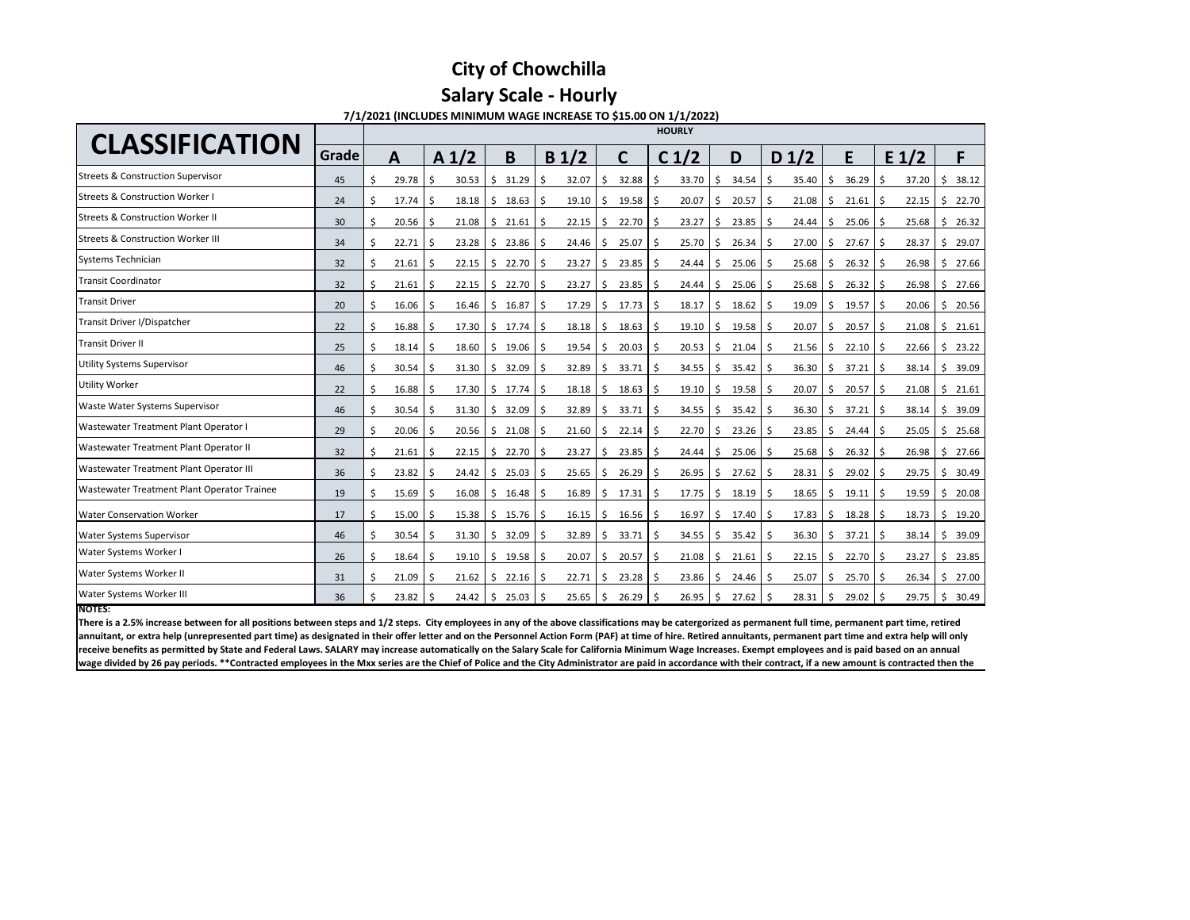# City of Chowchilla

## Salary Scale - Hourly

**7/1/2021 (INCLUDES MINIMUM WAGE INCREASE TO $15.00 ON 1/1/2022)**

| CLASSIFICATION | | HOURLY | | | | | | | | | | |
|---|---|---|---|---|---|---|---|---|---|---|---|---|
| | Grade | A | A 1/2 | B | B 1/2 | C | C 1/2 | D | D 1/2 | E | E 1/2 | F |
| Streets & Construction Supervisor | 45 | $ 29.78 | $ 30.53 | $ 31.29 | $ 32.07 | $ 32.88 | $ 33.70 | $ 34.54 | $ 35.40 | $ 36.29 | $ 37.20 | $ 38.12 |
| Streets & Construction Worker I | 24 | $ 17.74 | $ 18.18 | $ 18.63 | $ 19.10 | $ 19.58 | $ 20.07 | $ 20.57 | $ 21.08 | $ 21.61 | $ 22.15 | $ 22.70 |
| Streets & Construction Worker II | 30 | $ 20.56 | $ 21.08 | $ 21.61 | $ 22.15 | $ 22.70 | $ 23.27 | $ 23.85 | $ 24.44 | $ 25.06 | $ 25.68 | $ 26.32 |
| Streets & Construction Worker III | 34 | $ 22.71 | $ 23.28 | $ 23.86 | $ 24.46 | $ 25.07 | $ 25.70 | $ 26.34 | $ 27.00 | $ 27.67 | $ 28.37 | $ 29.07 |
| Systems Technician | 32 | $ 21.61 | $ 22.15 | $ 22.70 | $ 23.27 | $ 23.85 | $ 24.44 | $ 25.06 | $ 25.68 | $ 26.32 | $ 26.98 | $ 27.66 |
| Transit Coordinator | 32 | $ 21.61 | $ 22.15 | $ 22.70 | $ 23.27 | $ 23.85 | $ 24.44 | $ 25.06 | $ 25.68 | $ 26.32 | $ 26.98 | $ 27.66 |
| Transit Driver | 20 | $ 16.06 | $ 16.46 | $ 16.87 | $ 17.29 | $ 17.73 | $ 18.17 | $ 18.62 | $ 19.09 | $ 19.57 | $ 20.06 | $ 20.56 |
| Transit Driver I/Dispatcher | 22 | $ 16.88 | $ 17.30 | $ 17.74 | $ 18.18 | $ 18.63 | $ 19.10 | $ 19.58 | $ 20.07 | $ 20.57 | $ 21.08 | $ 21.61 |
| Transit Driver II | 25 | $ 18.14 | $ 18.60 | $ 19.06 | $ 19.54 | $ 20.03 | $ 20.53 | $ 21.04 | $ 21.56 | $ 22.10 | $ 22.66 | $ 23.22 |
| Utility Systems Supervisor | 46 | $ 30.54 | $ 31.30 | $ 32.09 | $ 32.89 | $ 33.71 | $ 34.55 | $ 35.42 | $ 36.30 | $ 37.21 | $ 38.14 | $ 39.09 |
| Utility Worker | 22 | $ 16.88 | $ 17.30 | $ 17.74 | $ 18.18 | $ 18.63 | $ 19.10 | $ 19.58 | $ 20.07 | $ 20.57 | $ 21.08 | $ 21.61 |
| Waste Water Systems Supervisor | 46 | $ 30.54 | $ 31.30 | $ 32.09 | $ 32.89 | $ 33.71 | $ 34.55 | $ 35.42 | $ 36.30 | $ 37.21 | $ 38.14 | $ 39.09 |
| Wastewater Treatment Plant Operator I | 29 | $ 20.06 | $ 20.56 | $ 21.08 | $ 21.60 | $ 22.14 | $ 22.70 | $ 23.26 | $ 23.85 | $ 24.44 | $ 25.05 | $ 25.68 |
| Wastewater Treatment Plant Operator II | 32 | $ 21.61 | $ 22.15 | $ 22.70 | $ 23.27 | $ 23.85 | $ 24.44 | $ 25.06 | $ 25.68 | $ 26.32 | $ 26.98 | $ 27.66 |
| Wastewater Treatment Plant Operator III | 36 | $ 23.82 | $ 24.42 | $ 25.03 | $ 25.65 | $ 26.29 | $ 26.95 | $ 27.62 | $ 28.31 | $ 29.02 | $ 29.75 | $ 30.49 |
| Wastewater Treatment Plant Operator Trainee | 19 | $ 15.69 | $ 16.08 | $ 16.48 | $ 16.89 | $ 17.31 | $ 17.75 | $ 18.19 | $ 18.65 | $ 19.11 | $ 19.59 | $ 20.08 |
| Water Conservation Worker | 17 | $ 15.00 | $ 15.38 | $ 15.76 | $ 16.15 | $ 16.56 | $ 16.97 | $ 17.40 | $ 17.83 | $ 18.28 | $ 18.73 | $ 19.20 |
| Water Systems Supervisor | 46 | $ 30.54 | $ 31.30 | $ 32.09 | $ 32.89 | $ 33.71 | $ 34.55 | $ 35.42 | $ 36.30 | $ 37.21 | $ 38.14 | $ 39.09 |
| Water Systems Worker I | 26 | $ 18.64 | $ 19.10 | $ 19.58 | $ 20.07 | $ 20.57 | $ 21.08 | $ 21.61 | $ 22.15 | $ 22.70 | $ 23.27 | $ 23.85 |
| Water Systems Worker II | 31 | $ 21.09 | $ 21.62 | $ 22.16 | $ 22.71 | $ 23.28 | $ 23.86 | $ 24.46 | $ 25.07 | $ 25.70 | $ 26.34 | $ 27.00 |
| Water Systems Worker III | 36 | $ 23.82 | $ 24.42 | $ 25.03 | $ 25.65 | $ 26.29 | $ 26.95 | $ 27.62 | $ 28.31 | $ 29.02 | $ 29.75 | $ 30.49 |

**NOTES:**

**There is a 2.5% increase between for all positions between steps and 1/2 steps. City employees in any of the above classifications may be catergorized as permanent full time, permanent part time, retired annuitant, or extra help (unrepresented part time) as designated in their offer letter and on the Personnel Action Form (PAF) at time of hire. Retired annuitants, permanent part time and extra help will only receive benefits as permitted by State and Federal Laws. SALARY may increase automatically on the Salary Scale for California Minimum Wage Increases. Exempt employees and is paid based on an annual wage divided by 26 pay periods. **Contracted employees in the Mxx series are the Chief of Police and the City Administrator are paid in accordance with their contract, if a new amount is contracted then the**